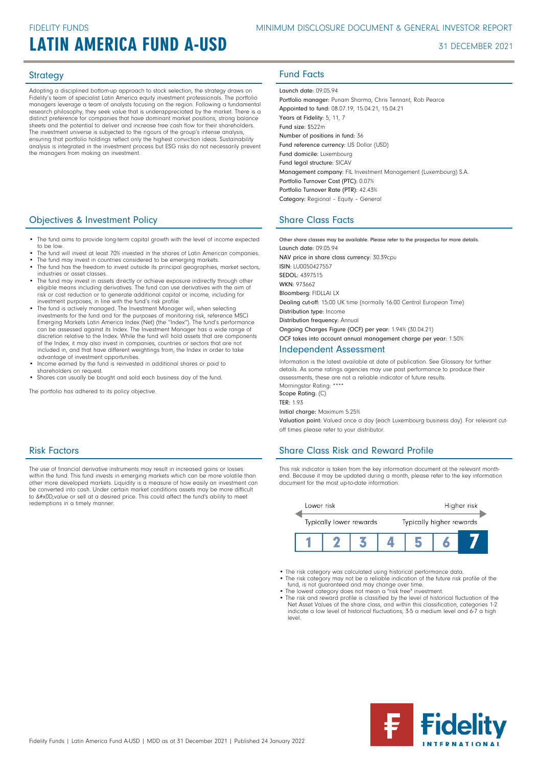FIDELITY FUNDS

# LATIN AMERICA FUND A-USD

MINIMUM DISCLOSURE DOCUMENT & GENERAL INVESTOR REPORT

31 DECEMBER 2021

## Strategy

Adopting a disciplined bottom-up approach to stock selection, the strategy draws on Fidelity's team of specialist Latin America equity investment professionals. The portfolio managers leverage a team of analysts focusing on the region. Following a fundamental research philosophy, they seek value that is underappreciated by the market. There is a distinct preference for companies that have dominant market positions, strong balance sheets and the potential to deliver and increase free cash flow for their shareholders. The investment universe is subjected to the rigours of the group's intense analysis, ensuring that portfolio holdings reflect only the highest conviction ideas. Sustainability analysis is integrated in the investment process but ESG risks do not necessarily prevent the managers from making an investment.

## Objectives & Investment Policy

- The fund aims to provide long-term capital growth with the level of income expected to be low.
- The fund will invest at least 70% invested in the shares of Latin American companies.
- The fund may invest in countries considered to be emerging markets.
- The fund has the freedom to invest outside its principal geographies, market sectors, industries or asset classes.
- The fund may invest in assets directly or achieve exposure indirectly through other eligible means including derivatives. The fund can use derivatives with the aim of risk or cost reduction or to generate additional capital or income, including for investment purposes, in line with the fund's risk profile.
- The fund is actively managed. The Investment Manager will, when selecting investments for the fund and for the purposes of monitoring risk, reference MSCI Emerging Markets Latin America Index (Net) (the "Index"). The fund's performance can be assessed against its Index. The Investment Manager has a wide range of discretion relative to the Index. While the fund will hold assets that are components of the Index, it may also invest in companies, countries or sectors that are not included in, and that have different weightings from, the Index in order to take advantage of investment opportunities.
- Income earned by the fund is reinvested in additional shares or paid to shareholders on request.
- Shares can usually be bought and sold each business day of the fund.

The portfolio has adhered to its policy objective.

## Risk Factors

The use of financial derivative instruments may result in increased gains or losses within the fund. This fund invests in emerging markets which can be more volatile than other more developed markets. Liquidity is a measure of how easily an investment can be converted into cash. Under certain market conditions assets may be more difficult to &#x0D;value or sell at a desired price. This could affect the fund's ability to meet redemptions in a timely manner.

## Fund Facts

**Launch date:** 09.05.94
**Portfolio manager:** Punam Sharma, Chris Tennant, Rob Pearce
**Appointed to fund:** 08.07.19, 15.04.21, 15.04.21
**Years at Fidelity:** 5, 11, 7
**Fund size:** $522m
**Number of positions in fund:** 36
**Fund reference currency:** US Dollar (USD)
**Fund domicile:** Luxembourg
**Fund legal structure:** SICAV
**Management company:** FIL Investment Management (Luxembourg) S.A.
**Portfolio Turnover Cost (PTC):** 0.07%
**Portfolio Turnover Rate (PTR):** 42.43%
**Category:** Regional - Equity - General

## Share Class Facts

Other share classes may be available. Please refer to the prospectus for more details.
**Launch date:** 09.05.94
**NAV price in share class currency:** 30.39cpu
**ISIN:** LU0050427557
**SEDOL:** 4397515
**WKN:** 973662
**Bloomberg:** FIDLLAI LX
**Dealing cut-off:** 15:00 UK time (normally 16:00 Central European Time)
**Distribution type:** Income
**Distribution frequency:** Annual
**Ongoing Charges Figure (OCF) per year:** 1.94% (30.04.21)
**OCF takes into account annual management charge per year:** 1.50%

## Independent Assessment

Information is the latest available at date of publication. See Glossary for further details. As some ratings agencies may use past performance to produce their assessments, these are not a reliable indicator of future results.
Morningstar Rating: ****
Scope Rating: (C)
**TER:** 1.93
**Initial charge:** Maximum 5.25%
**Valuation point:** Valued once a day (each Luxembourg business day). For relevant cut-off times please refer to your distributor.

## Share Class Risk and Reward Profile

This risk indicator is taken from the key information document at the relevant month-end. Because it may be updated during a month, please refer to the key information document for the most up-to-date information.

Lower risk — Higher risk
Typically lower rewards — Typically higher rewards

| 1 | 2 | 3 | 4 | 5 | 6 | **7** |
|---|---|---|---|---|---|---|

- The risk category was calculated using historical performance data.
- The risk category may not be a reliable indication of the future risk profile of the fund, is not guaranteed and may change over time.
- The lowest category does not mean a "risk free" investment.
- The risk and reward profile is classified by the level of historical fluctuation of the Net Asset Values of the share class, and within this classification, categories 1-2 indicate a low level of historical fluctuations, 3-5 a medium level and 6-7 a high level.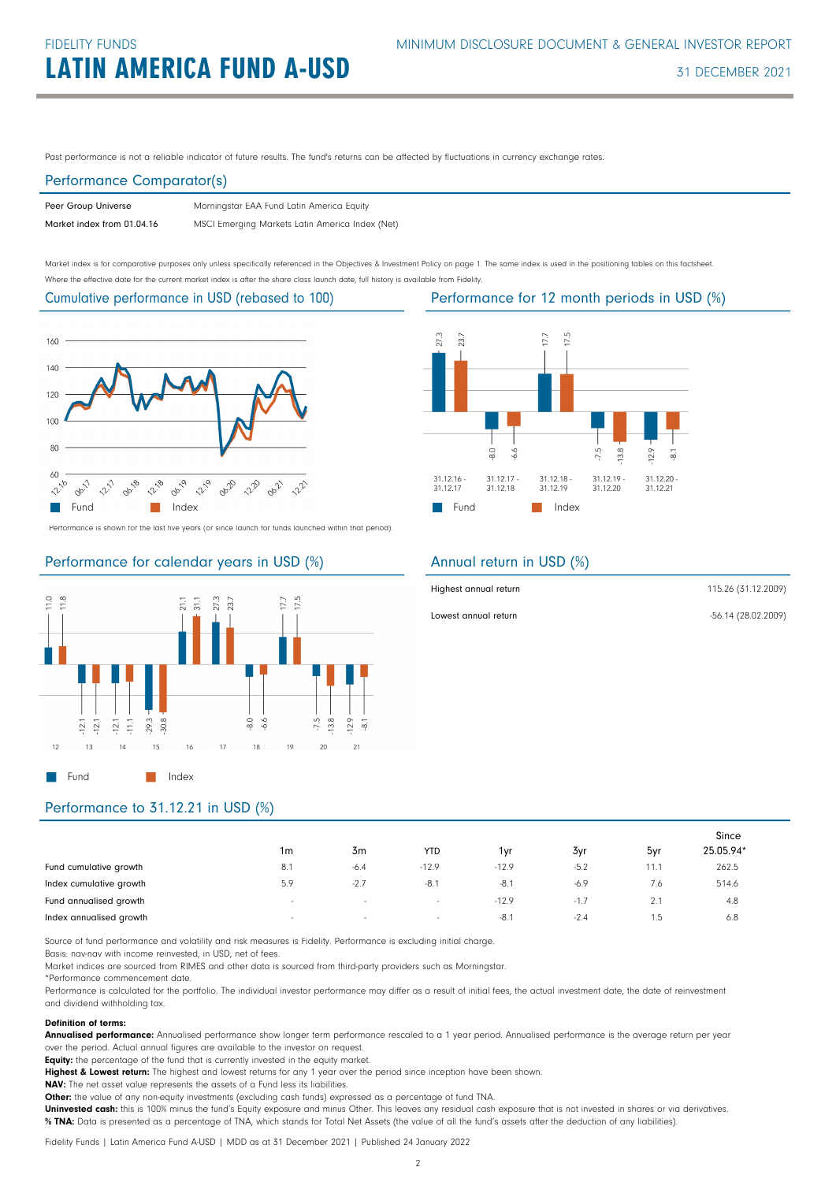# FIDELITY FUNDS

# LATIN AMERICA FUND A-USD

MINIMUM DISCLOSURE DOCUMENT & GENERAL INVESTOR REPORT

31 DECEMBER 2021

Past performance is not a reliable indicator of future results. The fund's returns can be affected by fluctuations in currency exchange rates.

## Performance Comparator(s)

| | |
|---|---|
| Peer Group Universe | Morningstar EAA Fund Latin America Equity |
| Market index from 01.04.16 | MSCI Emerging Markets Latin America Index (Net) |

Market index is for comparative purposes only unless specifically referenced in the Objectives & Investment Policy on page 1. The same index is used in the positioning tables on this factsheet.
Where the effective date for the current market index is after the share class launch date, full history is available from Fidelity.

## Cumulative performance in USD (rebased to 100)

Performance is shown for the last five years (or since launch for funds launched within that period).

## Performance for 12 month periods in USD (%)

| | 31.12.16 - 31.12.17 | 31.12.17 - 31.12.18 | 31.12.18 - 31.12.19 | 31.12.19 - 31.12.20 | 31.12.20 - 31.12.21 |
|---|---|---|---|---|---|
| Fund | 27.3 | -8.0 | 17.7 | -7.5 | -12.9 |
| Index | 23.7 | -6.6 | 17.5 | -13.8 | -8.1 |

## Performance for calendar years in USD (%)

| | 12 | 13 | 14 | 15 | 16 | 17 | 18 | 19 | 20 | 21 |
|---|---|---|---|---|---|---|---|---|---|---|
| Fund | 11.0 | -12.1 | -12.1 | -29.3 | 21.1 | 27.3 | -8.0 | 17.7 | -7.5 | -12.9 |
| Index | 11.8 | -12.1 | -11.1 | -30.8 | 31.1 | 23.7 | -6.6 | 17.5 | -13.8 | -8.1 |

## Annual return in USD (%)

| | |
|---|---|
| Highest annual return | 115.26 (31.12.2009) |
| Lowest annual return | -56.14 (28.02.2009) |

## Performance to 31.12.21 in USD (%)

| | 1m | 3m | YTD | 1yr | 3yr | 5yr | Since 25.05.94* |
|---|---|---|---|---|---|---|---|
| Fund cumulative growth | 8.1 | -6.4 | -12.9 | -12.9 | -5.2 | 11.1 | 262.5 |
| Index cumulative growth | 5.9 | -2.7 | -8.1 | -8.1 | -6.9 | 7.6 | 514.6 |
| Fund annualised growth | - | - | - | -12.9 | -1.7 | 2.1 | 4.8 |
| Index annualised growth | - | - | - | -8.1 | -2.4 | 1.5 | 6.8 |

Source of fund performance and volatility and risk measures is Fidelity. Performance is excluding initial charge.
Basis: nav-nav with income reinvested, in USD, net of fees.
Market indices are sourced from RIMES and other data is sourced from third-party providers such as Morningstar.
*Performance commencement date.
Performance is calculated for the portfolio. The individual investor performance may differ as a result of initial fees, the actual investment date, the date of reinvestment and dividend withholding tax.

**Definition of terms:**
**Annualised performance:** Annualised performance show longer term performance rescaled to a 1 year period. Annualised performance is the average return per year over the period. Actual annual figures are available to the investor on request.
**Equity:** the percentage of the fund that is currently invested in the equity market.
**Highest & Lowest return:** The highest and lowest returns for any 1 year over the period since inception have been shown.
**NAV:** The net asset value represents the assets of a Fund less its liabilities.
**Other:** the value of any non-equity investments (excluding cash funds) expressed as a percentage of fund TNA.
**Uninvested cash:** this is 100% minus the fund's Equity exposure and minus Other. This leaves any residual cash exposure that is not invested in shares or via derivatives.
**% TNA:** Data is presented as a percentage of TNA, which stands for Total Net Assets (the value of all the fund's assets after the deduction of any liabilities).

Fidelity Funds | Latin America Fund A-USD | MDD as at 31 December 2021 | Published 24 January 2022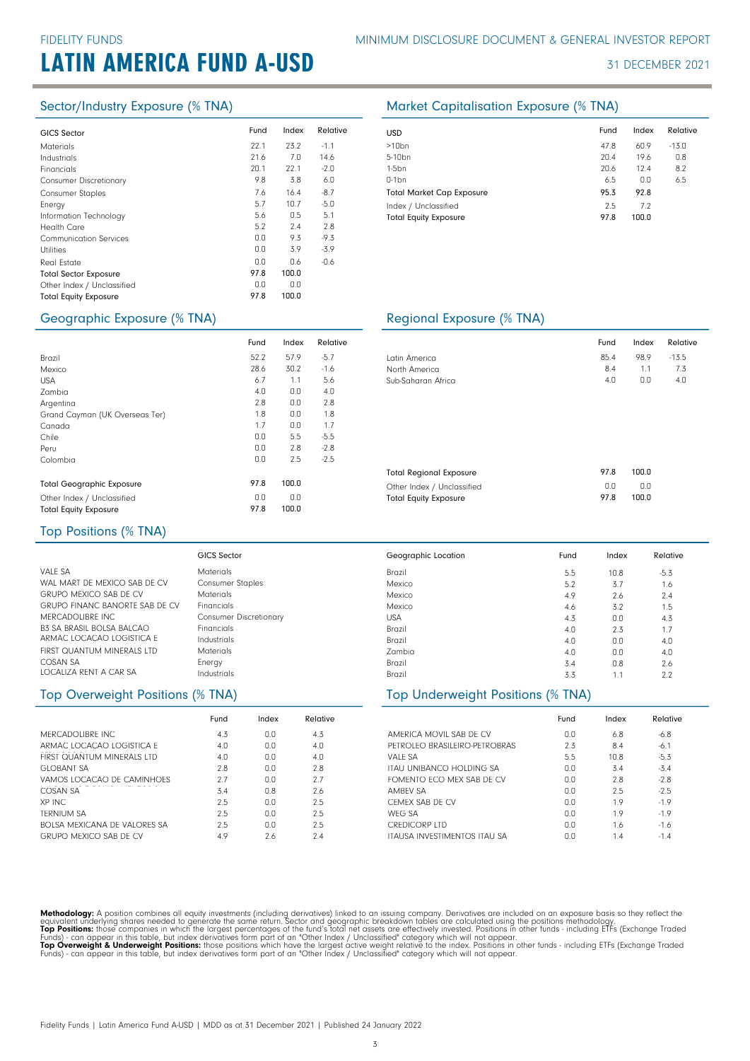FIDELITY FUNDS

# LATIN AMERICA FUND A-USD

MINIMUM DISCLOSURE DOCUMENT & GENERAL INVESTOR REPORT

31 DECEMBER 2021

## Sector/Industry Exposure (% TNA)

| GICS Sector | Fund | Index | Relative |
|---|---|---|---|
| Materials | 22.1 | 23.2 | -1.1 |
| Industrials | 21.6 | 7.0 | 14.6 |
| Financials | 20.1 | 22.1 | -2.0 |
| Consumer Discretionary | 9.8 | 3.8 | 6.0 |
| Consumer Staples | 7.6 | 16.4 | -8.7 |
| Energy | 5.7 | 10.7 | -5.0 |
| Information Technology | 5.6 | 0.5 | 5.1 |
| Health Care | 5.2 | 2.4 | 2.8 |
| Communication Services | 0.0 | 9.3 | -9.3 |
| Utilities | 0.0 | 3.9 | -3.9 |
| Real Estate | 0.0 | 0.6 | -0.6 |
| **Total Sector Exposure** | **97.8** | **100.0** | |
| Other Index / Unclassified | 0.0 | 0.0 | |
| **Total Equity Exposure** | **97.8** | **100.0** | |

## Market Capitalisation Exposure (% TNA)

| USD | Fund | Index | Relative |
|---|---|---|---|
| >10bn | 47.8 | 60.9 | -13.0 |
| 5-10bn | 20.4 | 19.6 | 0.8 |
| 1-5bn | 20.6 | 12.4 | 8.2 |
| 0-1bn | 6.5 | 0.0 | 6.5 |
| **Total Market Cap Exposure** | **95.3** | **92.8** | |
| Index / Unclassified | 2.5 | 7.2 | |
| **Total Equity Exposure** | **97.8** | **100.0** | |

## Geographic Exposure (% TNA)

| | Fund | Index | Relative |
|---|---|---|---|
| Brazil | 52.2 | 57.9 | -5.7 |
| Mexico | 28.6 | 30.2 | -1.6 |
| USA | 6.7 | 1.1 | 5.6 |
| Zambia | 4.0 | 0.0 | 4.0 |
| Argentina | 2.8 | 0.0 | 2.8 |
| Grand Cayman (UK Overseas Ter) | 1.8 | 0.0 | 1.8 |
| Canada | 1.7 | 0.0 | 1.7 |
| Chile | 0.0 | 5.5 | -5.5 |
| Peru | 0.0 | 2.8 | -2.8 |
| Colombia | 0.0 | 2.5 | -2.5 |
| **Total Geographic Exposure** | **97.8** | **100.0** | |
| Other Index / Unclassified | 0.0 | 0.0 | |
| **Total Equity Exposure** | **97.8** | **100.0** | |

## Regional Exposure (% TNA)

| | Fund | Index | Relative |
|---|---|---|---|
| Latin America | 85.4 | 98.9 | -13.5 |
| North America | 8.4 | 1.1 | 7.3 |
| Sub-Saharan Africa | 4.0 | 0.0 | 4.0 |
| **Total Regional Exposure** | **97.8** | **100.0** | |
| Other Index / Unclassified | 0.0 | 0.0 | |
| **Total Equity Exposure** | **97.8** | **100.0** | |

## Top Positions (% TNA)

| | GICS Sector | Geographic Location | Fund | Index | Relative |
|---|---|---|---|---|---|
| VALE SA | Materials | Brazil | 5.5 | 10.8 | -5.3 |
| WAL MART DE MEXICO SAB DE CV | Consumer Staples | Mexico | 5.2 | 3.7 | 1.6 |
| GRUPO MEXICO SAB DE CV | Materials | Mexico | 4.9 | 2.6 | 2.4 |
| GRUPO FINANC BANORTE SAB DE CV | Financials | Mexico | 4.6 | 3.2 | 1.5 |
| MERCADOLIBRE INC | Consumer Discretionary | USA | 4.3 | 0.0 | 4.3 |
| B3 SA BRASIL BOLSA BALCAO | Financials | Brazil | 4.0 | 2.3 | 1.7 |
| ARMAC LOCACAO LOGISTICA E | Industrials | Brazil | 4.0 | 0.0 | 4.0 |
| FIRST QUANTUM MINERALS LTD | Materials | Zambia | 4.0 | 0.0 | 4.0 |
| COSAN SA | Energy | Brazil | 3.4 | 0.8 | 2.6 |
| LOCALIZA RENT A CAR SA | Industrials | Brazil | 3.3 | 1.1 | 2.2 |

## Top Overweight Positions (% TNA)

| | Fund | Index | Relative |
|---|---|---|---|
| MERCADOLIBRE INC | 4.3 | 0.0 | 4.3 |
| ARMAC LOCACAO LOGISTICA E | 4.0 | 0.0 | 4.0 |
| FIRST QUANTUM MINERALS LTD | 4.0 | 0.0 | 4.0 |
| GLOBANT SA | 2.8 | 0.0 | 2.8 |
| VAMOS LOCACAO DE CAMINHOES | 2.7 | 0.0 | 2.7 |
| COSAN SA | 3.4 | 0.8 | 2.6 |
| XP INC | 2.5 | 0.0 | 2.5 |
| TERNIUM SA | 2.5 | 0.0 | 2.5 |
| BOLSA MEXICANA DE VALORES SA | 2.5 | 0.0 | 2.5 |
| GRUPO MEXICO SAB DE CV | 4.9 | 2.6 | 2.4 |

## Top Underweight Positions (% TNA)

| | Fund | Index | Relative |
|---|---|---|---|
| AMERICA MOVIL SAB DE CV | 0.0 | 6.8 | -6.8 |
| PETROLEO BRASILEIRO-PETROBRAS | 2.3 | 8.4 | -6.1 |
| VALE SA | 5.5 | 10.8 | -5.3 |
| ITAU UNIBANCO HOLDING SA | 0.0 | 3.4 | -3.4 |
| FOMENTO ECO MEX SAB DE CV | 0.0 | 2.8 | -2.8 |
| AMBEV SA | 0.0 | 2.5 | -2.5 |
| CEMEX SAB DE CV | 0.0 | 1.9 | -1.9 |
| WEG SA | 0.0 | 1.9 | -1.9 |
| CREDICORP LTD | 0.0 | 1.6 | -1.6 |
| ITAUSA INVESTIMENTOS ITAU SA | 0.0 | 1.4 | -1.4 |

**Methodology:** A position combines all equity investments (including derivatives) linked to an issuing company. Derivatives are included on an exposure basis so they reflect the equivalent underlying shares needed to generate the same return. Sector and geographic breakdown tables are calculated using the positions methodology.
**Top Positions:** those companies in which the largest percentages of the fund's total net assets are effectively invested. Positions in other funds - including ETFs (Exchange Traded Funds) - can appear in this table, but index derivatives form part of an "Other Index / Unclassified" category which will not appear.
**Top Overweight & Underweight Positions:** those positions which have the largest active weight relative to the index. Positions in other funds - including ETFs (Exchange Traded Funds) - can appear in this table, but index derivatives form part of an "Other Index / Unclassified" category which will not appear.

Fidelity Funds | Latin America Fund A-USD | MDD as at 31 December 2021 | Published 24 January 2022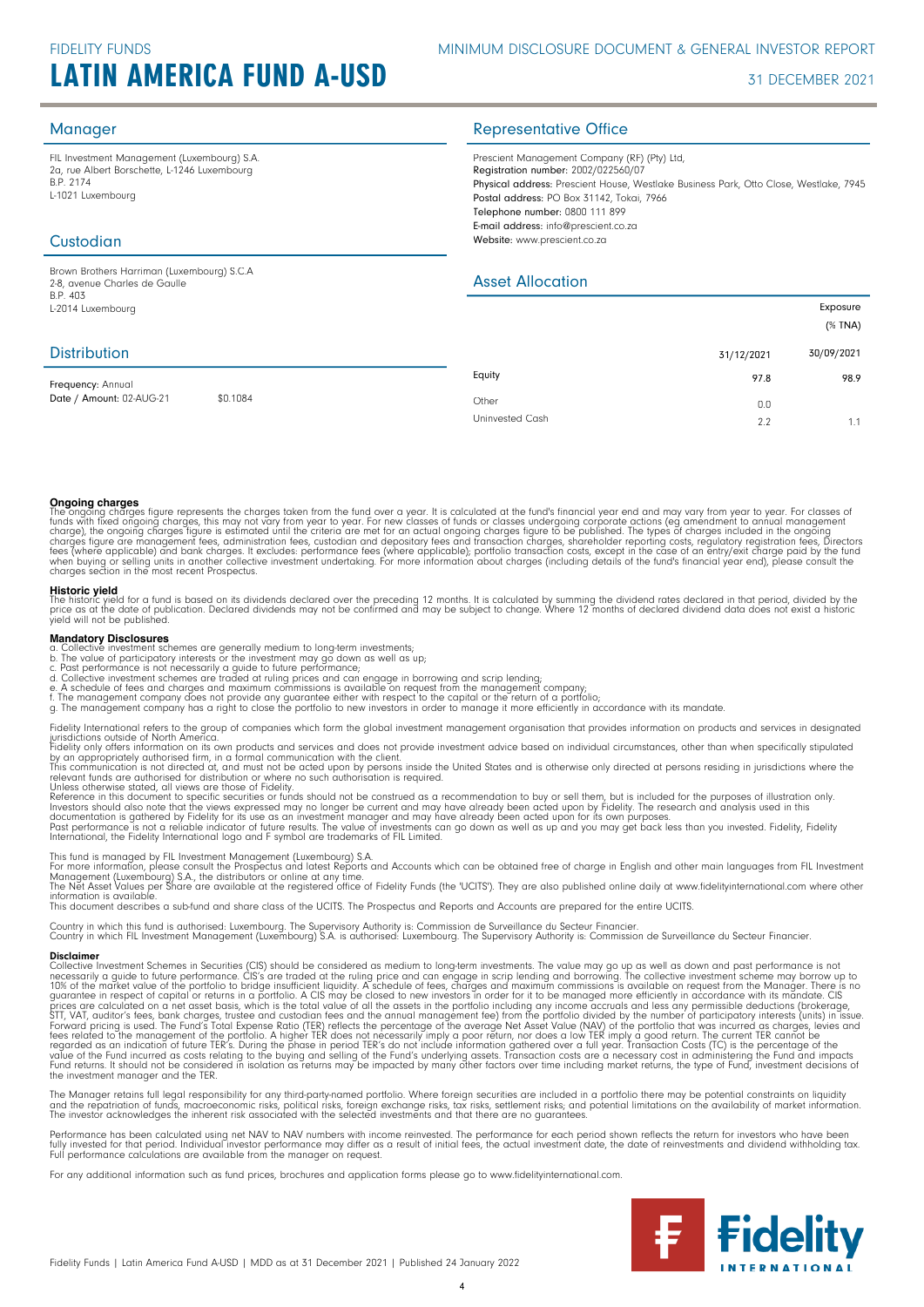FIDELITY FUNDS

# LATIN AMERICA FUND A-USD

MINIMUM DISCLOSURE DOCUMENT & GENERAL INVESTOR REPORT

31 DECEMBER 2021

## Manager

FIL Investment Management (Luxembourg) S.A.
2a, rue Albert Borschette, L-1246 Luxembourg
B.P. 2174
L-1021 Luxembourg

## Custodian

Brown Brothers Harriman (Luxembourg) S.C.A
2-8, avenue Charles de Gaulle
B.P. 403
L-2014 Luxembourg

## Distribution

Frequency: Annual
Date / Amount: 02-AUG-21 $0.1084

## Representative Office

Prescient Management Company (RF) (Pty) Ltd,
Registration number: 2002/022560/07
Physical address: Prescient House, Westlake Business Park, Otto Close, Westlake, 7945
Postal address: PO Box 31142, Tokai, 7966
Telephone number: 0800 111 899
E-mail address: info@prescient.co.za
Website: www.prescient.co.za

## Asset Allocation

| | Exposure (% TNA) | |
|---|---|---|
| | 31/12/2021 | 30/09/2021 |
| Equity | 97.8 | 98.9 |
| Other | 0.0 | |
| Uninvested Cash | 2.2 | 1.1 |

**Ongoing charges**
The ongoing charges figure represents the charges taken from the fund over a year. It is calculated at the fund's financial year end and may vary from year to year. For classes of funds with fixed ongoing charges, this may not vary from year to year. For new classes of funds or classes undergoing corporate actions (eg amendment to annual management charge), the ongoing charges figure is estimated until the criteria are met for an actual ongoing charges figure to be published. The types of charges included in the ongoing charges figure are management fees, administration fees, custodian and depositary fees and transaction charges, shareholder reporting costs, regulatory registration fees, Directors fees (where applicable) and bank charges. It excludes: performance fees (where applicable); portfolio transaction costs, except in the case of an entry/exit charge paid by the fund when buying or selling units in another collective investment undertaking. For more information about charges (including details of the fund's financial year end), please consult the charges section in the most recent Prospectus.

**Historic yield**
The historic yield for a fund is based on its dividends declared over the preceding 12 months. It is calculated by summing the dividend rates declared in that period, divided by the price as at the date of publication. Declared dividends may not be confirmed and may be subject to change. Where 12 months of declared dividend data does not exist a historic yield will not be published.

**Mandatory Disclosures**
a. Collective investment schemes are generally medium to long-term investments;
b. The value of participatory interests or the investment may go down as well as up;
c. Past performance is not necessarily a guide to future performance;
d. Collective investment schemes are traded at ruling prices and can engage in borrowing and scrip lending;
e. A schedule of fees and charges and maximum commissions is available on request from the management company;
f. The management company does not provide any guarantee either with respect to the capital or the return of a portfolio;
g. The management company has a right to close the portfolio to new investors in order to manage it more efficiently in accordance with its mandate.

Fidelity International refers to the group of companies which form the global investment management organisation that provides information on products and services in designated jurisdictions outside of North America.
Fidelity only offers information on its own products and services and does not provide investment advice based on individual circumstances, other than when specifically stipulated by an appropriately authorised firm, in a formal communication with the client.
This communication is not directed at, and must not be acted upon by persons inside the United States and is otherwise only directed at persons residing in jurisdictions where the relevant funds are authorised for distribution or where no such authorisation is required.
Unless otherwise stated, all views are those of Fidelity.
Reference in this document to specific securities or funds should not be construed as a recommendation to buy or sell them, but is included for the purposes of illustration only.
Investors should also note that the views expressed may no longer be current and may have already been acted upon by Fidelity. The research and analysis used in this documentation is gathered by Fidelity for its use as an investment manager and may have already been acted upon for its own purposes.
Past performance is not a reliable indicator of future results. The value of investments can go down as well as up and you may get back less than you invested. Fidelity, Fidelity International, the Fidelity International logo and F symbol are trademarks of FIL Limited.

This fund is managed by FIL Investment Management (Luxembourg) S.A.
For more information, please consult the Prospectus and latest Reports and Accounts which can be obtained free of charge in English and other main languages from FIL Investment Management (Luxembourg) S.A., the distributors or online at any time.
The Net Asset Values per Share are available at the registered office of Fidelity Funds (the 'UCITS'). They are also published online daily at www.fidelityinternational.com where other information is available.
This document describes a sub-fund and share class of the UCITS. The Prospectus and Reports and Accounts are prepared for the entire UCITS.

Country in which this fund is authorised: Luxembourg. The Supervisory Authority is: Commission de Surveillance du Secteur Financier.
Country in which FIL Investment Management (Luxembourg) S.A. is authorised: Luxembourg. The Supervisory Authority is: Commission de Surveillance du Secteur Financier.

**Disclaimer**
Collective Investment Schemes in Securities (CIS) should be considered as medium to long-term investments. The value may go up as well as down and past performance is not necessarily a guide to future performance. CIS's are traded at the ruling price and can engage in scrip lending and borrowing. The collective investment scheme may borrow up to 10% of the market value of the portfolio to bridge insufficient liquidity. A schedule of fees, charges and maximum commissions is available on request from the Manager. There is no guarantee in respect of capital or returns in a portfolio. A CIS may be closed to new investors in order for it to be managed more efficiently in accordance with its mandate. CIS prices are calculated on a net asset basis, which is the total value of all the assets in the portfolio including any income accruals and less any permissible deductions (brokerage, STT, VAT, auditor's fees, bank charges, trustee and custodian fees and the annual management fee) from the portfolio divided by the number of participatory interests (units) in issue. Forward pricing is used. The Fund's Total Expense Ratio (TER) reflects the percentage of the average Net Asset Value (NAV) of the portfolio that was incurred as charges, levies and fees related to the management of the portfolio. A higher TER does not necessarily imply a poor return, nor does a low TER imply a good return. The current TER cannot be regarded as an indication of future TER's. During the phase in period TER's do not include information gathered over a full year. Transaction Costs (TC) is the percentage of the value of the Fund incurred as costs relating to the buying and selling of the Fund's underlying assets. Transaction costs are a necessary cost in administering the Fund and impacts Fund returns. It should not be considered in isolation as returns may be impacted by many other factors over time including market returns, the type of Fund, investment decisions of the investment manager and the TER.

The Manager retains full legal responsibility for any third-party-named portfolio. Where foreign securities are included in a portfolio there may be potential constraints on liquidity and the repatriation of funds, macroeconomic risks, political risks, foreign exchange risks, tax risks, settlement risks; and potential limitations on the availability of market information. The investor acknowledges the inherent risk associated with the selected investments and that there are no guarantees.

Performance has been calculated using net NAV to NAV numbers with income reinvested. The performance for each period shown reflects the return for investors who have been fully invested for that period. Individual investor performance may differ as a result of initial fees, the actual investment date, the date of reinvestments and dividend withholding tax. Full performance calculations are available from the manager on request.

For any additional information such as fund prices, brochures and application forms please go to www.fidelityinternational.com.

Fidelity Funds | Latin America Fund A-USD | MDD as at 31 December 2021 | Published 24 January 2022